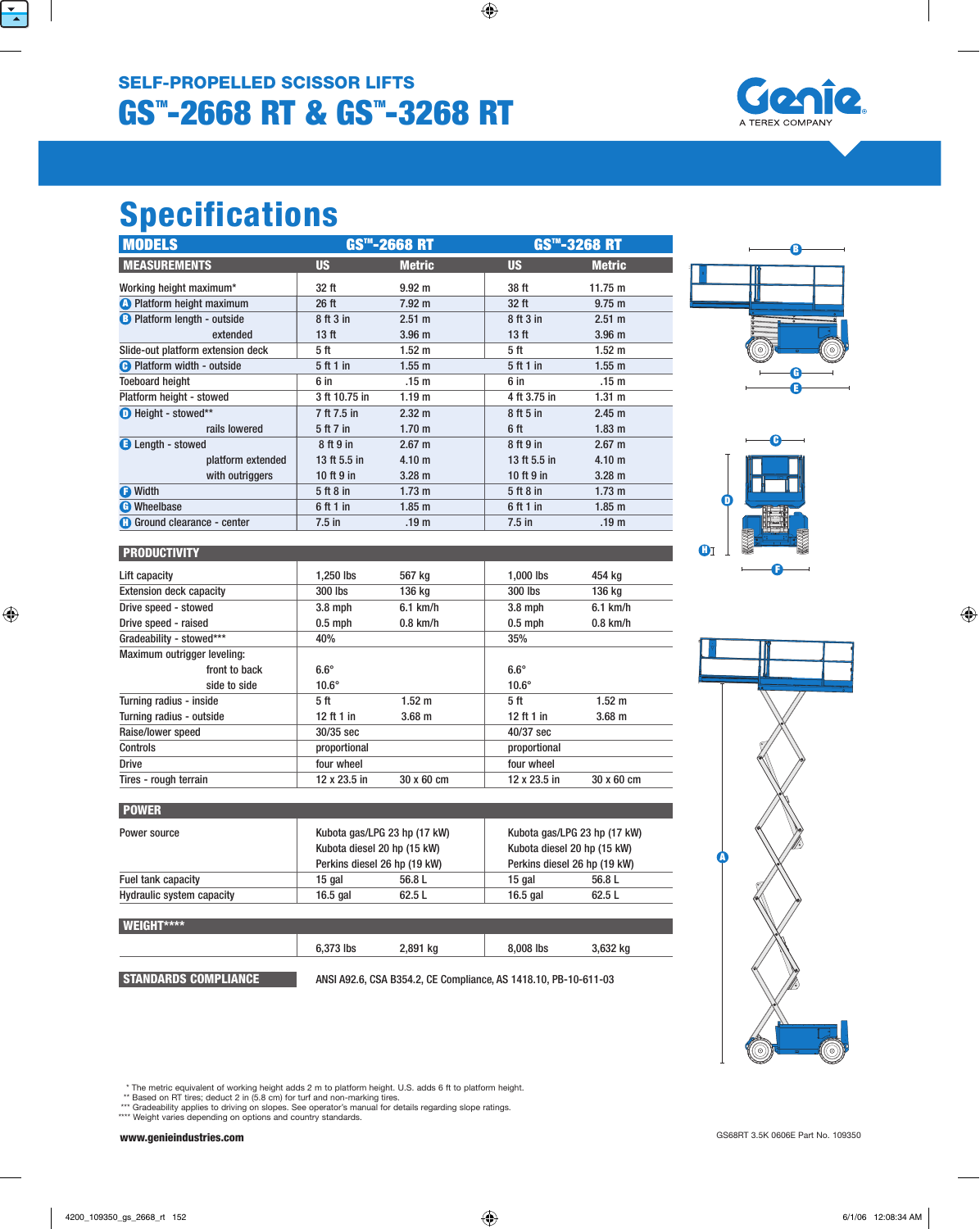## SELF-PROPELLED SCISSOR LIFTS

# GS™-2668 RT & GS™-3268 RT

Genie
A TEREX COMPANY

# Specifications

| MODELS | GS™-2668 RT | | GS™-3268 RT | |
|---|---|---|---|---|
| **MEASUREMENTS** | **US** | **Metric** | **US** | **Metric** |
| Working height maximum* | 32 ft | 9.92 m | 38 ft | 11.75 m |
| (A) Platform height maximum | 26 ft | 7.92 m | 32 ft | 9.75 m |
| (B) Platform length - outside | 8 ft 3 in | 2.51 m | 8 ft 3 in | 2.51 m |
| extended | 13 ft | 3.96 m | 13 ft | 3.96 m |
| Slide-out platform extension deck | 5 ft | 1.52 m | 5 ft | 1.52 m |
| (C) Platform width - outside | 5 ft 1 in | 1.55 m | 5 ft 1 in | 1.55 m |
| Toeboard height | 6 in | .15 m | 6 in | .15 m |
| Platform height - stowed | 3 ft 10.75 in | 1.19 m | 4 ft 3.75 in | 1.31 m |
| (D) Height - stowed** | 7 ft 7.5 in | 2.32 m | 8 ft 5 in | 2.45 m |
| rails lowered | 5 ft 7 in | 1.70 m | 6 ft | 1.83 m |
| (E) Length - stowed | 8 ft 9 in | 2.67 m | 8 ft 9 in | 2.67 m |
| platform extended | 13 ft 5.5 in | 4.10 m | 13 ft 5.5 in | 4.10 m |
| with outriggers | 10 ft 9 in | 3.28 m | 10 ft 9 in | 3.28 m |
| (F) Width | 5 ft 8 in | 1.73 m | 5 ft 8 in | 1.73 m |
| (G) Wheelbase | 6 ft 1 in | 1.85 m | 6 ft 1 in | 1.85 m |
| (H) Ground clearance - center | 7.5 in | .19 m | 7.5 in | .19 m |
| **PRODUCTIVITY** | | | | |
| Lift capacity | 1,250 lbs | 567 kg | 1,000 lbs | 454 kg |
| Extension deck capacity | 300 lbs | 136 kg | 300 lbs | 136 kg |
| Drive speed - stowed | 3.8 mph | 6.1 km/h | 3.8 mph | 6.1 km/h |
| Drive speed - raised | 0.5 mph | 0.8 km/h | 0.5 mph | 0.8 km/h |
| Gradeability - stowed*** | 40% | | 35% | |
| Maximum outrigger leveling: | | | | |
| front to back | 6.6° | | 6.6° | |
| side to side | 10.6° | | 10.6° | |
| Turning radius - inside | 5 ft | 1.52 m | 5 ft | 1.52 m |
| Turning radius - outside | 12 ft 1 in | 3.68 m | 12 ft 1 in | 3.68 m |
| Raise/lower speed | 30/35 sec | | 40/37 sec | |
| Controls | proportional | | proportional | |
| Drive | four wheel | | four wheel | |
| Tires - rough terrain | 12 x 23.5 in | 30 x 60 cm | 12 x 23.5 in | 30 x 60 cm |
| **POWER** | | | | |
| Power source | Kubota gas/LPG 23 hp (17 kW) | | Kubota gas/LPG 23 hp (17 kW) | |
| | Kubota diesel 20 hp (15 kW) | | Kubota diesel 20 hp (15 kW) | |
| | Perkins diesel 26 hp (19 kW) | | Perkins diesel 26 hp (19 kW) | |
| Fuel tank capacity | 15 gal | 56.8 L | 15 gal | 56.8 L |
| Hydraulic system capacity | 16.5 gal | 62.5 L | 16.5 gal | 62.5 L |
| **WEIGHT******** | | | | |
| | 6,373 lbs | 2,891 kg | 8,008 lbs | 3,632 kg |

**STANDARDS COMPLIANCE** ANSI A92.6, CSA B354.2, CE Compliance, AS 1418.10, PB-10-611-03

\* The metric equivalent of working height adds 2 m to platform height. U.S. adds 6 ft to platform height.
\** Based on RT tires; deduct 2 in (5.8 cm) for turf and non-marking tires.
\*** Gradeability applies to driving on slopes. See operator's manual for details regarding slope ratings.
\**** Weight varies depending on options and country standards.

www.genieindustries.com

GS68RT 3.5K 0606E Part No. 109350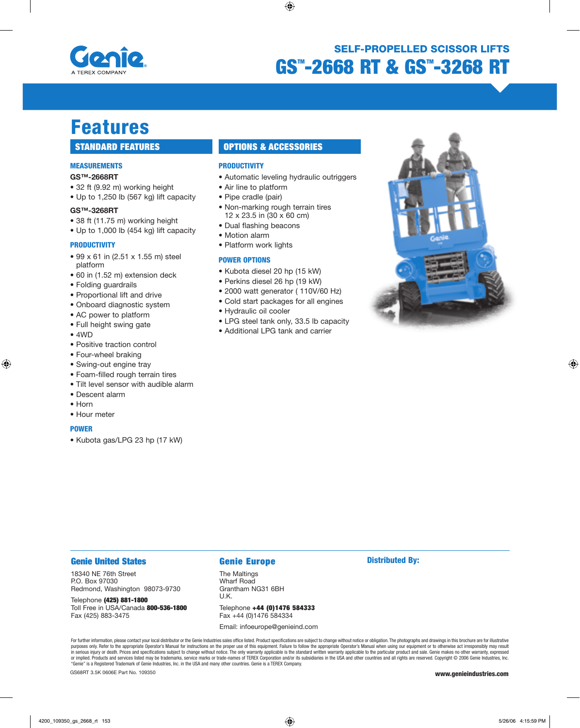# SELF-PROPELLED SCISSOR LIFTS

# GS™-2668 RT & GS™-3268 RT

Genie
A TEREX COMPANY

# Features

## STANDARD FEATURES

### MEASUREMENTS

**GS™-2668RT**

- 32 ft (9.92 m) working height
- Up to 1,250 lb (567 kg) lift capacity

**GS™-3268RT**

- 38 ft (11.75 m) working height
- Up to 1,000 lb (454 kg) lift capacity

### PRODUCTIVITY

- 99 x 61 in (2.51 x 1.55 m) steel platform
- 60 in (1.52 m) extension deck
- Folding guardrails
- Proportional lift and drive
- Onboard diagnostic system
- AC power to platform
- Full height swing gate
- 4WD
- Positive traction control
- Four-wheel braking
- Swing-out engine tray
- Foam-filled rough terrain tires
- Tilt level sensor with audible alarm
- Descent alarm
- Horn
- Hour meter

### POWER

- Kubota gas/LPG 23 hp (17 kW)

## OPTIONS & ACCESSORIES

### PRODUCTIVITY

- Automatic leveling hydraulic outriggers
- Air line to platform
- Pipe cradle (pair)
- Non-marking rough terrain tires 12 x 23.5 in (30 x 60 cm)
- Dual flashing beacons
- Motion alarm
- Platform work lights

### POWER OPTIONS

- Kubota diesel 20 hp (15 kW)
- Perkins diesel 26 hp (19 kW)
- 2000 watt generator ( 110V/60 Hz)
- Cold start packages for all engines
- Hydraulic oil cooler
- LPG steel tank only, 33.5 lb capacity
- Additional LPG tank and carrier

### Genie United States

18340 NE 76th Street
P.O. Box 97030
Redmond, Washington 98073-9730

Telephone **(425) 881-1800**
Toll Free in USA/Canada **800-536-1800**
Fax (425) 883-3475

### Genie Europe

The Maltings
Wharf Road
Grantham NG31 6BH
U.K.

Telephone **+44 (0)1476 584333**
Fax +44 (0)1476 584334

Email: infoeurope@genieind.com

### Distributed By:

For further information, please contact your local distributor or the Genie Industries sales office listed. Product specifications are subject to change without notice or obligation. The photographs and drawings in this brochure are for illustrative purposes only. Refer to the appropriate Operator's Manual for instructions on the proper use of this equipment. Failure to follow the appropriate Operator's Manual when using our equipment or to otherwise act irresponsibly may result in serious injury or death. Prices and specifications subject to change without notice. The only warranty applicable is the standard written warranty applicable to the particular product and sale. Genie makes no other warranty, expressed or implied. Products and services listed may be trademarks, service marks or trade-names of TEREX Corporation and/or its subsidiaries in the USA and other countries and all rights are reserved. Copyright © 2006 Genie Industries, Inc. "Genie" is a Registered Trademark of Genie Industries, Inc. in the USA and many other countries. Genie is a TEREX Company.

GS68RT 3.5K 0606E Part No. 109350

**www.genieindustries.com**